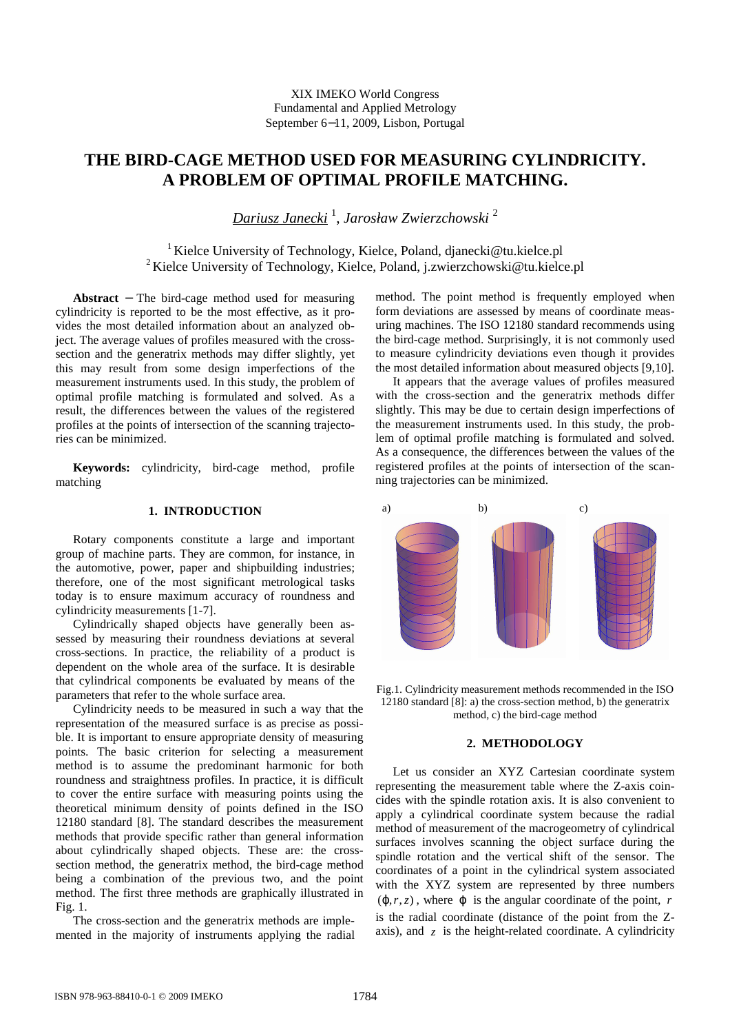XIX IMEKO World Congress
Fundamental and Applied Metrology
September 6−11, 2009, Lisbon, Portugal

# THE BIRD-CAGE METHOD USED FOR MEASURING CYLINDRICITY. A PROBLEM OF OPTIMAL PROFILE MATCHING.

*Dariusz Janecki* [1], *Jarosław Zwierzchowski* [2]

[1] Kielce University of Technology, Kielce, Poland, djanecki@tu.kielce.pl
[2] Kielce University of Technology, Kielce, Poland, j.zwierzchowski@tu.kielce.pl

**Abstract** − The bird-cage method used for measuring cylindricity is reported to be the most effective, as it provides the most detailed information about an analyzed object. The average values of profiles measured with the cross-section and the generatrix methods may differ slightly, yet this may result from some design imperfections of the measurement instruments used. In this study, the problem of optimal profile matching is formulated and solved. As a result, the differences between the values of the registered profiles at the points of intersection of the scanning trajectories can be minimized.

**Keywords:** cylindricity, bird-cage method, profile matching

## 1. INTRODUCTION

Rotary components constitute a large and important group of machine parts. They are common, for instance, in the automotive, power, paper and shipbuilding industries; therefore, one of the most significant metrological tasks today is to ensure maximum accuracy of roundness and cylindricity measurements [1-7].

Cylindrically shaped objects have generally been assessed by measuring their roundness deviations at several cross-sections. In practice, the reliability of a product is dependent on the whole area of the surface. It is desirable that cylindrical components be evaluated by means of the parameters that refer to the whole surface area.

Cylindricity needs to be measured in such a way that the representation of the measured surface is as precise as possible. It is important to ensure appropriate density of measuring points. The basic criterion for selecting a measurement method is to assume the predominant harmonic for both roundness and straightness profiles. In practice, it is difficult to cover the entire surface with measuring points using the theoretical minimum density of points defined in the ISO 12180 standard [8]. The standard describes the measurement methods that provide specific rather than general information about cylindrically shaped objects. These are: the cross-section method, the generatrix method, the bird-cage method being a combination of the previous two, and the point method. The first three methods are graphically illustrated in Fig. 1.

The cross-section and the generatrix methods are implemented in the majority of instruments applying the radial method. The point method is frequently employed when form deviations are assessed by means of coordinate measuring machines. The ISO 12180 standard recommends using the bird-cage method. Surprisingly, it is not commonly used to measure cylindricity deviations even though it provides the most detailed information about measured objects [9,10].

It appears that the average values of profiles measured with the cross-section and the generatrix methods differ slightly. This may be due to certain design imperfections of the measurement instruments used. In this study, the problem of optimal profile matching is formulated and solved. As a consequence, the differences between the values of the registered profiles at the points of intersection of the scanning trajectories can be minimized.

Fig.1. Cylindricity measurement methods recommended in the ISO 12180 standard [8]: a) the cross-section method, b) the generatrix method, c) the bird-cage method

## 2. METHODOLOGY

Let us consider an XYZ Cartesian coordinate system representing the measurement table where the Z-axis coincides with the spindle rotation axis. It is also convenient to apply a cylindrical coordinate system because the radial method of measurement of the macrogeometry of cylindrical surfaces involves scanning the object surface during the spindle rotation and the vertical shift of the sensor. The coordinates of a point in the cylindrical system associated with the XYZ system are represented by three numbers $(\varphi, r, z)$, where $\varphi$ is the angular coordinate of the point, $r$ is the radial coordinate (distance of the point from the Z-axis), and $z$ is the height-related coordinate. A cylindricity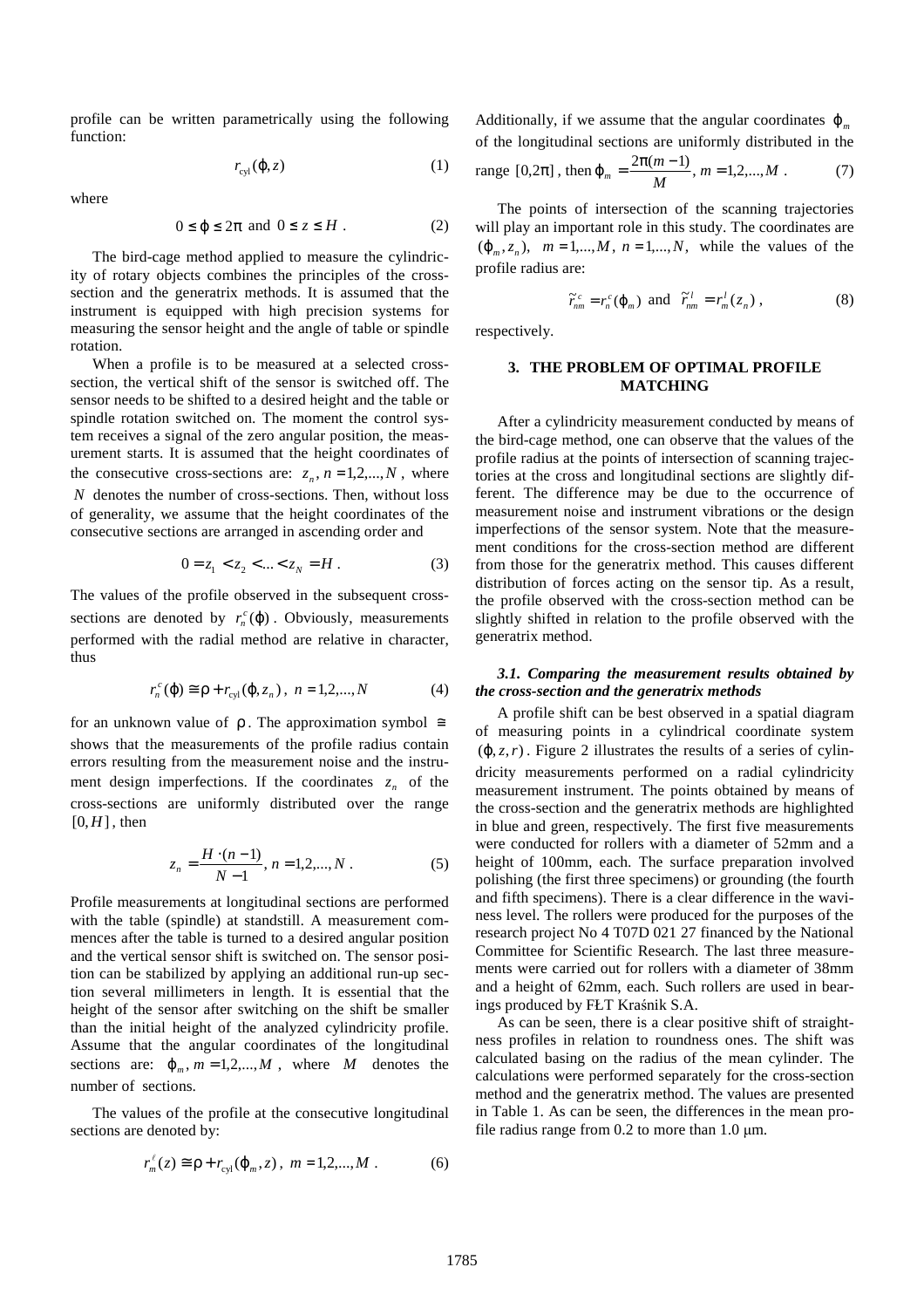profile can be written parametrically using the following function:

$$r_{\text{cyl}}(\varphi, z) \tag{1}$$

where

$$0 \le \varphi \le 2\pi \text{ and } 0 \le z \le H\ . \tag{2}$$

The bird-cage method applied to measure the cylindricity of rotary objects combines the principles of the cross-section and the generatrix methods. It is assumed that the instrument is equipped with high precision systems for measuring the sensor height and the angle of table or spindle rotation.

When a profile is to be measured at a selected cross-section, the vertical shift of the sensor is switched off. The sensor needs to be shifted to a desired height and the table or spindle rotation switched on. The moment the control system receives a signal of the zero angular position, the measurement starts. It is assumed that the height coordinates of the consecutive cross-sections are: $z_n, n = 1,2,...,N$, where $N$ denotes the number of cross-sections. Then, without loss of generality, we assume that the height coordinates of the consecutive sections are arranged in ascending order and

$$0 = z_1 < z_2 < ... < z_N = H\ . \tag{3}$$

The values of the profile observed in the subsequent cross-sections are denoted by $r_n^c(\varphi)$. Obviously, measurements performed with the radial method are relative in character, thus

$$r_n^c(\varphi) \cong \rho + r_{\text{cyl}}(\varphi, z_n)\ ,\ n = 1,2,...,N \tag{4}$$

for an unknown value of $\rho$. The approximation symbol $\cong$ shows that the measurements of the profile radius contain errors resulting from the measurement noise and the instrument design imperfections. If the coordinates $z_n$ of the cross-sections are uniformly distributed over the range $[0, H]$, then

$$z_n = \frac{H \cdot (n-1)}{N-1},\ n = 1,2,...,N\ . \tag{5}$$

Profile measurements at longitudinal sections are performed with the table (spindle) at standstill. A measurement commences after the table is turned to a desired angular position and the vertical sensor shift is switched on. The sensor position can be stabilized by applying an additional run-up section several millimeters in length. It is essential that the height of the sensor after switching on the shift be smaller than the initial height of the analyzed cylindricity profile. Assume that the angular coordinates of the longitudinal sections are: $\varphi_m, m = 1,2,...,M$, where $M$ denotes the number of sections.

The values of the profile at the consecutive longitudinal sections are denoted by:

$$r_m^\ell(z) \cong \rho + r_{\text{cyl}}(\varphi_m, z)\ ,\ m = 1,2,...,M\ . \tag{6}$$

Additionally, if we assume that the angular coordinates $\varphi_m$ of the longitudinal sections are uniformly distributed in the range $[0, 2\pi]$, then $\varphi_m = \frac{2\pi(m-1)}{M},\ m = 1,2,...,M\ .$ (7)

The points of intersection of the scanning trajectories will play an important role in this study. The coordinates are $(\varphi_m, z_n),\ \ m = 1,...,M,\ n = 1,...,N,$ while the values of the profile radius are:

$$\tilde{r}_{nm}^{\,c} = r_n^c(\varphi_m) \text{ and } \tilde{r}_{nm}^{\,l} = r_m^l(z_n)\ , \tag{8}$$

respectively.

## 3. THE PROBLEM OF OPTIMAL PROFILE MATCHING

After a cylindricity measurement conducted by means of the bird-cage method, one can observe that the values of the profile radius at the points of intersection of scanning trajectories at the cross and longitudinal sections are slightly different. The difference may be due to the occurrence of measurement noise and instrument vibrations or the design imperfections of the sensor system. Note that the measurement conditions for the cross-section method are different from those for the generatrix method. This causes different distribution of forces acting on the sensor tip. As a result, the profile observed with the cross-section method can be slightly shifted in relation to the profile observed with the generatrix method.

### *3.1. Comparing the measurement results obtained by the cross-section and the generatrix methods*

A profile shift can be best observed in a spatial diagram of measuring points in a cylindrical coordinate system $(\varphi, z, r)$. Figure 2 illustrates the results of a series of cylindricity measurements performed on a radial cylindricity measurement instrument. The points obtained by means of the cross-section and the generatrix methods are highlighted in blue and green, respectively. The first five measurements were conducted for rollers with a diameter of 52mm and a height of 100mm, each. The surface preparation involved polishing (the first three specimens) or grounding (the fourth and fifth specimens). There is a clear difference in the waviness level. The rollers were produced for the purposes of the research project No 4 T07D 021 27 financed by the National Committee for Scientific Research. The last three measurements were carried out for rollers with a diameter of 38mm and a height of 62mm, each. Such rollers are used in bearings produced by FŁT Kraśnik S.A.

As can be seen, there is a clear positive shift of straightness profiles in relation to roundness ones. The shift was calculated basing on the radius of the mean cylinder. The calculations were performed separately for the cross-section method and the generatrix method. The values are presented in Table 1. As can be seen, the differences in the mean profile radius range from 0.2 to more than 1.0 μm.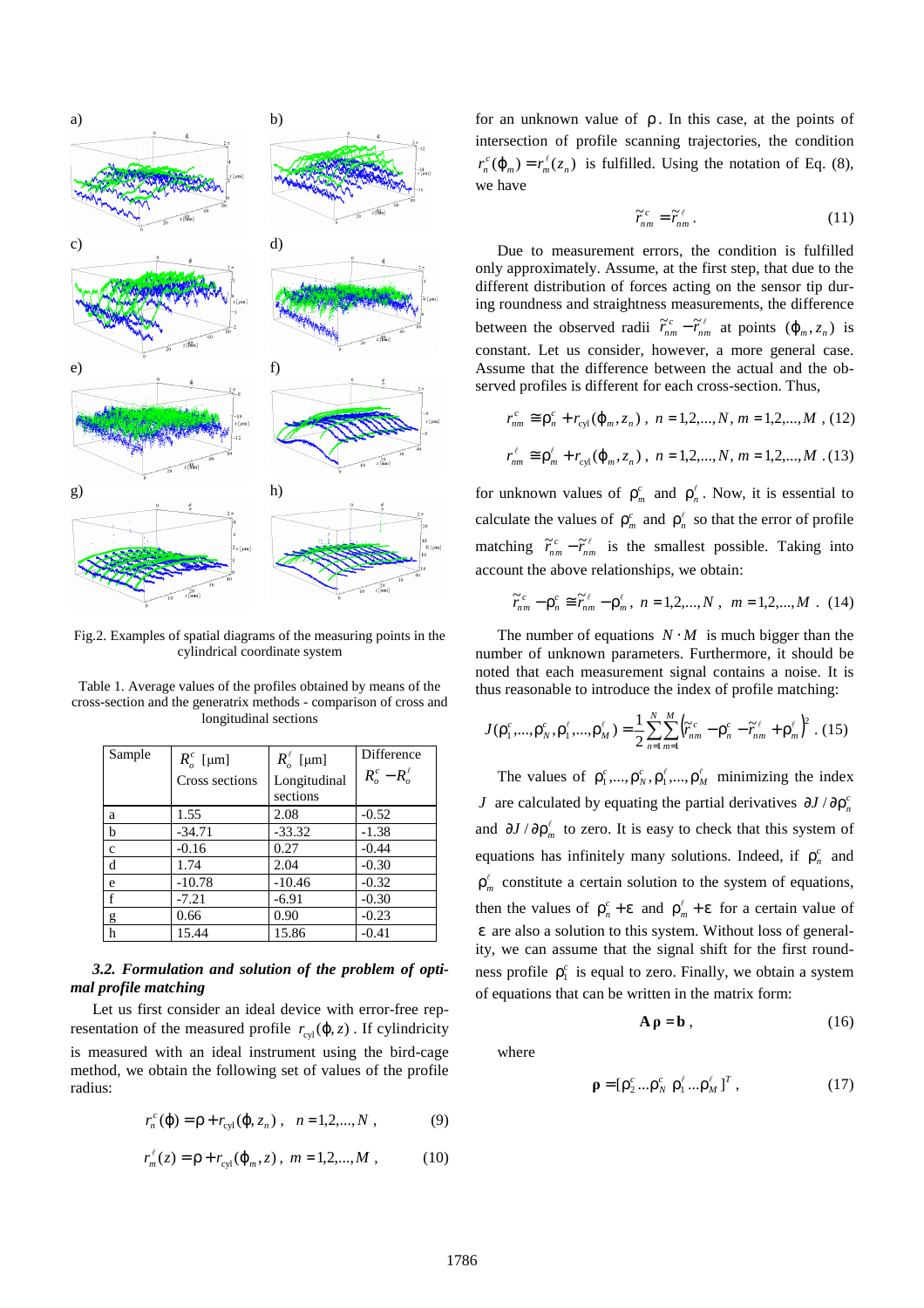Fig.2. Examples of spatial diagrams of the measuring points in the cylindrical coordinate system

Table 1. Average values of the profiles obtained by means of the cross-section and the generatrix methods - comparison of cross and longitudinal sections

| Sample | $R_o^c$ [μm] Cross sections | $R_o^\ell$ [μm] Longitudinal sections | Difference $R_o^c - R_o^\ell$ |
|---|---|---|---|
| a | 1.55 | 2.08 | -0.52 |
| b | -34.71 | -33.32 | -1.38 |
| c | -0.16 | 0.27 | -0.44 |
| d | 1.74 | 2.04 | -0.30 |
| e | -10.78 | -10.46 | -0.32 |
| f | -7.21 | -6.91 | -0.30 |
| g | 0.66 | 0.90 | -0.23 |
| h | 15.44 | 15.86 | -0.41 |

### *3.2. Formulation and solution of the problem of optimal profile matching*

Let us first consider an ideal device with error-free representation of the measured profile $r_{\text{cyl}}(\varphi, z)$. If cylindricity is measured with an ideal instrument using the bird-cage method, we obtain the following set of values of the profile radius:

$$r_n^c(\varphi) = \rho + r_{\text{cyl}}(\varphi, z_n), \quad n = 1,2,...,N, \tag{9}$$

$$r_m^\ell(z) = \rho + r_{\text{cyl}}(\varphi_m, z), \quad m = 1,2,...,M, \tag{10}$$

for an unknown value of $\rho$. In this case, at the points of intersection of profile scanning trajectories, the condition $r_n^c(\varphi_m) = r_m^\ell(z_n)$ is fulfilled. Using the notation of Eq. (8), we have

$$\tilde{r}_{nm}^c = \tilde{r}_{nm}^\ell. \tag{11}$$

Due to measurement errors, the condition is fulfilled only approximately. Assume, at the first step, that due to the different distribution of forces acting on the sensor tip during roundness and straightness measurements, the difference between the observed radii $\tilde{r}_{nm}^c - \tilde{r}_{nm}^\ell$ at points $(\varphi_m, z_n)$ is constant. Let us consider, however, a more general case. Assume that the difference between the actual and the observed profiles is different for each cross-section. Thus,

$$r_{nm}^c \cong \rho_n^c + r_{\text{cyl}}(\varphi_m, z_n), \quad n = 1,2,...,N, \ m = 1,2,...,M, \tag{12}$$

$$r_{nm}^\ell \cong \rho_m^\ell + r_{\text{cyl}}(\varphi_m, z_n), \quad n = 1,2,...,N, \ m = 1,2,...,M. \tag{13}$$

for unknown values of $\rho_m^c$ and $\rho_n^\ell$. Now, it is essential to calculate the values of $\rho_m^c$ and $\rho_n^\ell$ so that the error of profile matching $\tilde{r}_{nm}^c - \tilde{r}_{nm}^\ell$ is the smallest possible. Taking into account the above relationships, we obtain:

$$\tilde{r}_{nm}^c - \rho_n^c \cong \tilde{r}_{nm}^\ell - \rho_m^\ell, \quad n = 1,2,...,N, \quad m = 1,2,...,M. \tag{14}$$

The number of equations $N \cdot M$ is much bigger than the number of unknown parameters. Furthermore, it should be noted that each measurement signal contains a noise. It is thus reasonable to introduce the index of profile matching:

$$J(\rho_1^c,...,\rho_N^c,\rho_1^\ell,...,\rho_M^\ell) = \frac{1}{2}\sum_{n=1}^{N}\sum_{m=1}^{M}\left(\tilde{r}_{nm}^c - \rho_n^c - \tilde{r}_{nm}^\ell + \rho_m^\ell\right)^2. \tag{15}$$

The values of $\rho_1^c,...,\rho_N^c,\rho_1^\ell,...,\rho_M^\ell$ minimizing the index $J$ are calculated by equating the partial derivatives $\partial J / \partial \rho_n^c$ and $\partial J / \partial \rho_m^\ell$ to zero. It is easy to check that this system of equations has infinitely many solutions. Indeed, if $\rho_n^c$ and $\rho_m^\ell$ constitute a certain solution to the system of equations, then the values of $\rho_n^c + \varepsilon$ and $\rho_m^\ell + \varepsilon$ for a certain value of $\varepsilon$ are also a solution to this system. Without loss of generality, we can assume that the signal shift for the first roundness profile $\rho_1^c$ is equal to zero. Finally, we obtain a system of equations that can be written in the matrix form:

$$\mathbf{A}\,\boldsymbol{\rho} = \mathbf{b}, \tag{16}$$

where

$$\boldsymbol{\rho} = [\rho_2^c \ldots \rho_N^c \ \rho_1^\ell \ldots \rho_M^\ell]^T, \tag{17}$$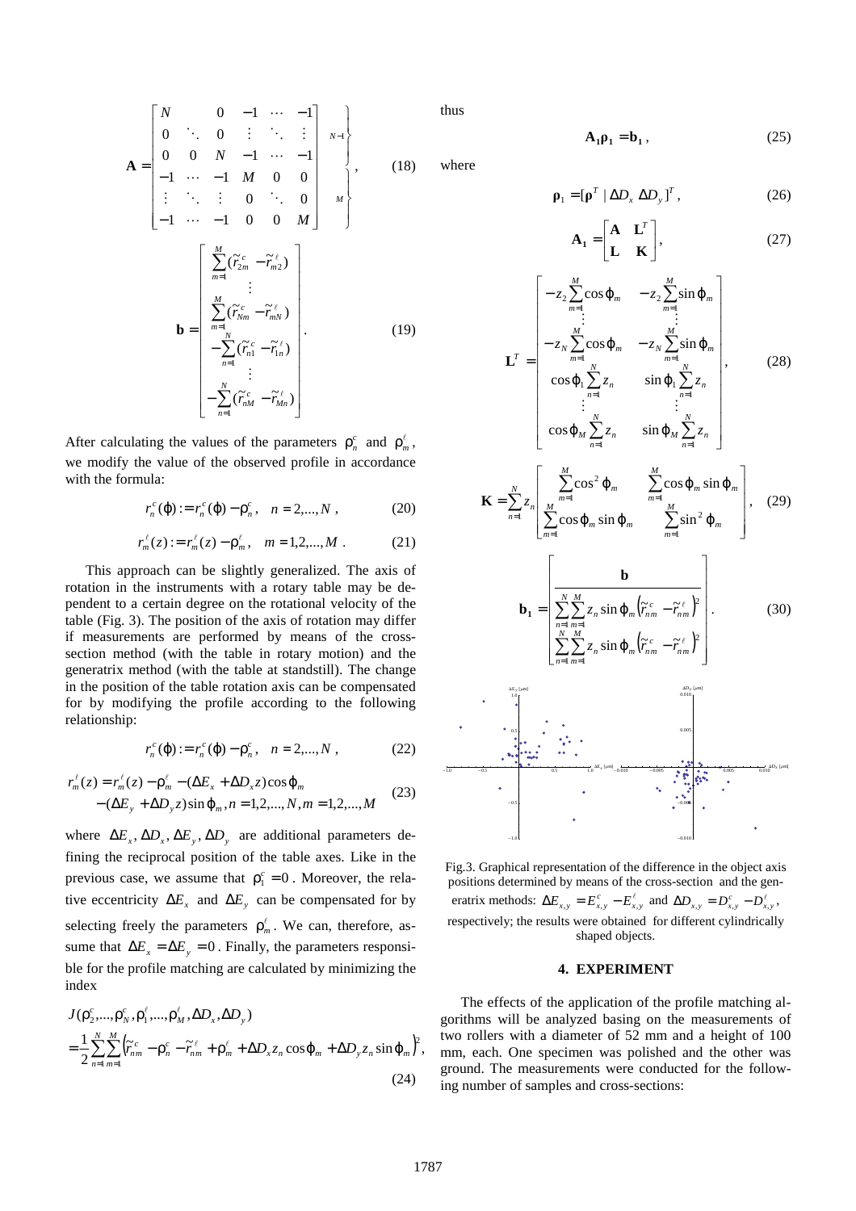$$\mathbf{A} = \begin{bmatrix} N & & 0 & -1 & \cdots & -1 \\ 0 & \ddots & 0 & \vdots & \ddots & \vdots \\ 0 & 0 & N & -1 & \cdots & -1 \\ -1 & \cdots & -1 & M & 0 & 0 \\ \vdots & \ddots & \vdots & 0 & \ddots & 0 \\ -1 & \cdots & -1 & 0 & 0 & M \end{bmatrix} \begin{matrix} \left.\vphantom{\begin{matrix}a\\a\\a\end{matrix}}\right\} N-1 \\ \left.\vphantom{\begin{matrix}a\\a\\a\end{matrix}}\right\} M \end{matrix}, \tag{18}$$

$$\mathbf{b} = \begin{bmatrix} \sum_{m=1}^{M}(\tilde{r}_{2m}^{c} - \tilde{r}_{m2}^{\ell}) \\ \vdots \\ \sum_{m=1}^{M}(\tilde{r}_{Nm}^{c} - \tilde{r}_{mN}^{\ell}) \\ -\sum_{n=1}^{N}(\tilde{r}_{n1}^{c} - \tilde{r}_{1n}^{\ell}) \\ \vdots \\ -\sum_{n=1}^{N}(\tilde{r}_{nM}^{c} - \tilde{r}_{Mn}^{\ell}) \end{bmatrix}. \tag{19}$$

After calculating the values of the parameters $\rho_n^c$ and $\rho_m^\ell$, we modify the value of the observed profile in accordance with the formula:

$$r_n^c(\varphi) := r_n^c(\varphi) - \rho_n^c, \quad n = 2,...,N, \tag{20}$$

$$r_m^\ell(z) := r_m^\ell(z) - \rho_m^\ell, \quad m = 1,2,...,M. \tag{21}$$

This approach can be slightly generalized. The axis of rotation in the instruments with a rotary table may be dependent to a certain degree on the rotational velocity of the table (Fig. 3). The position of the axis of rotation may differ if measurements are performed by means of the cross-section method (with the table in rotary motion) and the generatrix method (with the table at standstill). The change in the position of the table rotation axis can be compensated for by modifying the profile according to the following relationship:

$$r_n^c(\varphi) := r_n^c(\varphi) - \rho_n^c, \quad n = 2,...,N, \tag{22}$$

$$\begin{aligned} r_m^\ell(z) &= r_m^\ell(z) - \rho_m^\ell - (\Delta E_x + \Delta D_x z)\cos\varphi_m \\ &\quad - (\Delta E_y + \Delta D_y z)\sin\varphi_m, n = 1,2,...,N, m = 1,2,...,M \end{aligned} \tag{23}$$

where $\Delta E_x, \Delta D_x, \Delta E_y, \Delta D_y$ are additional parameters defining the reciprocal position of the table axes. Like in the previous case, we assume that $\rho_1^c = 0$. Moreover, the relative eccentricity $\Delta E_x$ and $\Delta E_y$ can be compensated for by selecting freely the parameters $\rho_m^\ell$. We can, therefore, assume that $\Delta E_x = \Delta E_y = 0$. Finally, the parameters responsible for the profile matching are calculated by minimizing the index

$$\begin{aligned} &J(\rho_2^c,...,\rho_N^c,\rho_1^\ell,...,\rho_M^\ell,\Delta D_x,\Delta D_y) \\ &= \frac{1}{2}\sum_{n=1}^{N}\sum_{m=1}^{M}\left(\tilde{r}_{nm}^c - \rho_n^c - \tilde{r}_{nm}^\ell + \rho_m^\ell + \Delta D_x z_n \cos\varphi_m + \Delta D_y z_n \sin\varphi_m\right)^2, \end{aligned} \tag{24}$$

thus

$$\mathbf{A_1}\boldsymbol{\rho_1} = \mathbf{b_1}, \tag{25}$$

where

$$\boldsymbol{\rho}_1 = [\boldsymbol{\rho}^T \mid \Delta D_x \ \Delta D_y]^T, \tag{26}$$

$$\mathbf{A_1} = \begin{bmatrix} \mathbf{A} & \mathbf{L}^T \\ \mathbf{L} & \mathbf{K} \end{bmatrix}, \tag{27}$$

$$\mathbf{L}^T = \begin{bmatrix} -z_2\sum_{m=1}^{M}\cos\varphi_m & -z_2\sum_{m=1}^{M}\sin\varphi_m \\ \vdots & \vdots \\ -z_N\sum_{m=1}^{M}\cos\varphi_m & -z_N\sum_{m=1}^{M}\sin\varphi_m \\ \cos\varphi_1\sum_{n=1}^{N}z_n & \sin\varphi_1\sum_{n=1}^{N}z_n \\ \vdots & \vdots \\ \cos\varphi_M\sum_{n=1}^{N}z_n & \sin\varphi_M\sum_{n=1}^{N}z_n \end{bmatrix}, \tag{28}$$

$$\mathbf{K} = \sum_{n=1}^{N} z_n \begin{bmatrix} \sum_{m=1}^{M}\cos^2\varphi_m & \sum_{m=1}^{M}\cos\varphi_m\sin\varphi_m \\ \sum_{m=1}^{M}\cos\varphi_m\sin\varphi_m & \sum_{m=1}^{M}\sin^2\varphi_m \end{bmatrix}, \tag{29}$$

$$\mathbf{b_1} = \begin{bmatrix} \mathbf{b} \\ \sum_{n=1}^{N}\sum_{m=1}^{M} z_n \sin\varphi_m \left(\tilde{r}_{nm}^c - \tilde{r}_{nm}^\ell\right)^2 \\ \sum_{n=1}^{N}\sum_{m=1}^{M} z_n \sin\varphi_m \left(\tilde{r}_{nm}^c - \tilde{r}_{nm}^\ell\right)^2 \end{bmatrix}. \tag{30}$$

Fig.3. Graphical representation of the difference in the object axis positions determined by means of the cross-section and the generatrix methods: $\Delta E_{x,y} = E_{x,y}^c - E_{x,y}^\ell$ and $\Delta D_{x,y} = D_{x,y}^c - D_{x,y}^\ell$, respectively; the results were obtained for different cylindrically shaped objects.

## 4. EXPERIMENT

The effects of the application of the profile matching algorithms will be analyzed basing on the measurements of two rollers with a diameter of 52 mm and a height of 100 mm, each. One specimen was polished and the other was ground. The measurements were conducted for the following number of samples and cross-sections: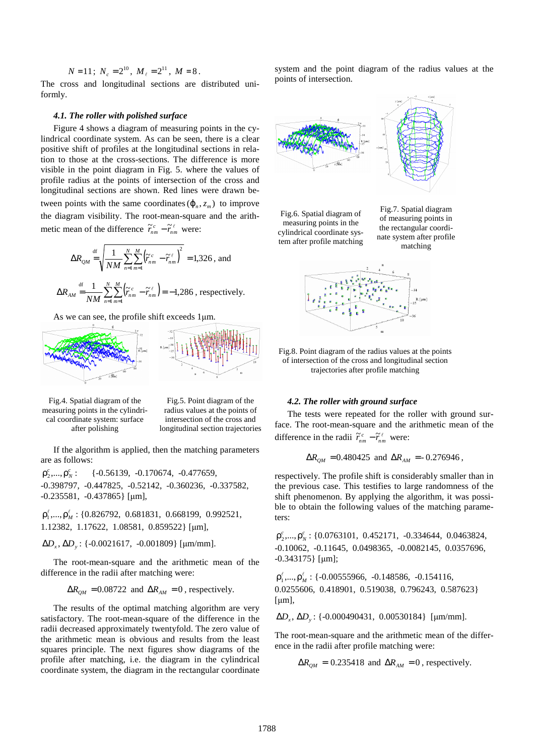$N = 11$; $N_c = 2^{10}$, $M_\ell = 2^{11}$, $M = 8$.

The cross and longitudinal sections are distributed uniformly.

### *4.1. The roller with polished surface*

Figure 4 shows a diagram of measuring points in the cylindrical coordinate system. As can be seen, there is a clear positive shift of profiles at the longitudinal sections in relation to those at the cross-sections. The difference is more visible in the point diagram in Fig. 5. where the values of profile radius at the points of intersection of the cross and longitudinal sections are shown. Red lines were drawn between points with the same coordinates $(\varphi_n, z_m)$ to improve the diagram visibility. The root-mean-square and the arithmetic mean of the difference $\tilde{r}^c_{nm} - \tilde{r}^\ell_{nm}$ were:

$$\Delta R_{QM} \overset{\text{df}}{=} \sqrt{\frac{1}{NM}\sum_{n=1}^{N}\sum_{m=1}^{M}\left(\tilde{r}^c_{nm} - \tilde{r}^\ell_{nm}\right)^2} = 1{,}326 \text{, and}$$

$$\Delta R_{AM} \overset{\text{df}}{=} \frac{1}{NM}\sum_{n=1}^{N}\sum_{m=1}^{M}\left(\tilde{r}^c_{nm} - \tilde{r}^\ell_{nm}\right) = -1{,}286 \text{, respectively.}$$

As we can see, the profile shift exceeds 1μm.

Fig.4. Spatial diagram of the measuring points in the cylindrical coordinate system: surface after polishing

Fig.5. Point diagram of the radius values at the points of intersection of the cross and longitudinal section trajectories

If the algorithm is applied, then the matching parameters are as follows:

$\rho^c_2,\ldots,\rho^c_N$: {-0.56139, -0.170674, -0.477659, -0.398797, -0.447825, -0.52142, -0.360236, -0.337582, -0.235581, -0.437865} [μm],

$\rho^\ell_1,\ldots,\rho^\ell_M$: {0.826792, 0.681831, 0.668199, 0.992521, 1.12382, 1.17622, 1.08581, 0.859522} [μm],

$\Delta D_x, \Delta D_y$: {-0.0021617, -0.001809} [μm/mm].

The root-mean-square and the arithmetic mean of the difference in the radii after matching were:

$$\Delta R_{QM} = 0.08722 \text{ and } \Delta R_{AM} = 0 \text{, respectively.}$$

The results of the optimal matching algorithm are very satisfactory. The root-mean-square of the difference in the radii decreased approximately twentyfold. The zero value of the arithmetic mean is obvious and results from the least squares principle. The next figures show diagrams of the profile after matching, i.e. the diagram in the cylindrical coordinate system, the diagram in the rectangular coordinate system and the point diagram of the radius values at the points of intersection.

Fig.6. Spatial diagram of measuring points in the cylindrical coordinate system after profile matching

Fig.7. Spatial diagram of measuring points in the rectangular coordinate system after profile matching

Fig.8. Point diagram of the radius values at the points of intersection of the cross and longitudinal section trajectories after profile matching

### *4.2. The roller with ground surface*

The tests were repeated for the roller with ground surface. The root-mean-square and the arithmetic mean of the difference in the radii $\tilde{r}^c_{nm} - \tilde{r}^\ell_{nm}$ were:

$$\Delta R_{QM} = 0.480425 \text{ and } \Delta R_{AM} = -0.276946,$$

respectively. The profile shift is considerably smaller than in the previous case. This testifies to large randomness of the shift phenomenon. By applying the algorithm, it was possible to obtain the following values of the matching parameters:

$\rho^c_2,\ldots,\rho^c_N$: {0.0763101, 0.452171, -0.334644, 0.0463824, -0.10062, -0.11645, 0.0498365, -0.0082145, 0.0357696, -0.343175} [μm];

$\rho^\ell_1,\ldots,\rho^\ell_M$: {-0.00555966, -0.148586, -0.154116, 0.0255606, 0.418901, 0.519038, 0.796243, 0.587623} [μm],

$\Delta D_x, \Delta D_y$: {-0.000490431, 0.00530184} [μm/mm].

The root-mean-square and the arithmetic mean of the difference in the radii after profile matching were:

$$\Delta R_{QM} = 0.235418 \text{ and } \Delta R_{AM} = 0 \text{, respectively.}$$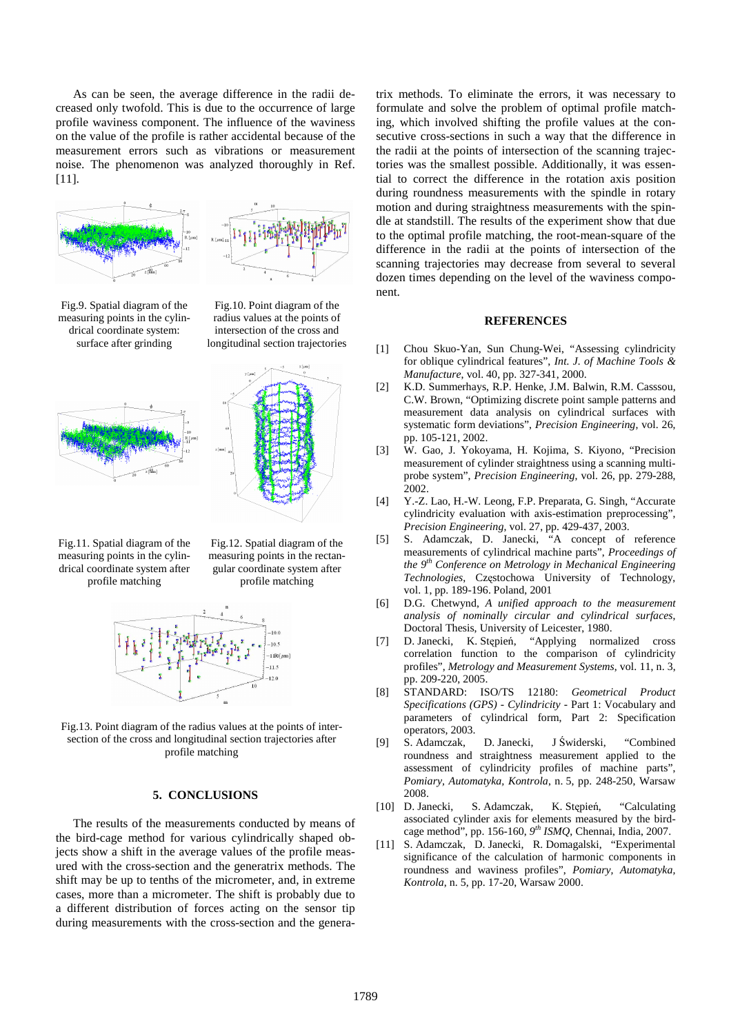As can be seen, the average difference in the radii decreased only twofold. This is due to the occurrence of large profile waviness component. The influence of the waviness on the value of the profile is rather accidental because of the measurement errors such as vibrations or measurement noise. The phenomenon was analyzed thoroughly in Ref. [11].

Fig.9. Spatial diagram of the measuring points in the cylindrical coordinate system: surface after grinding

Fig.10. Point diagram of the radius values at the points of intersection of the cross and longitudinal section trajectories

Fig.11. Spatial diagram of the measuring points in the cylindrical coordinate system after profile matching

Fig.12. Spatial diagram of the measuring points in the rectangular coordinate system after profile matching

Fig.13. Point diagram of the radius values at the points of intersection of the cross and longitudinal section trajectories after profile matching

## 5. CONCLUSIONS

The results of the measurements conducted by means of the bird-cage method for various cylindrically shaped objects show a shift in the average values of the profile measured with the cross-section and the generatrix methods. The shift may be up to tenths of the micrometer, and, in extreme cases, more than a micrometer. The shift is probably due to a different distribution of forces acting on the sensor tip during measurements with the cross-section and the generatrix methods. To eliminate the errors, it was necessary to formulate and solve the problem of optimal profile matching, which involved shifting the profile values at the consecutive cross-sections in such a way that the difference in the radii at the points of intersection of the scanning trajectories was the smallest possible. Additionally, it was essential to correct the difference in the rotation axis position during roundness measurements with the spindle in rotary motion and during straightness measurements with the spindle at standstill. The results of the experiment show that due to the optimal profile matching, the root-mean-square of the difference in the radii at the points of intersection of the scanning trajectories may decrease from several to several dozen times depending on the level of the waviness component.

## REFERENCES

[1] Chou Skuo-Yan, Sun Chung-Wei, "Assessing cylindricity for oblique cylindrical features", *Int. J. of Machine Tools & Manufacture*, vol. 40, pp. 327-341, 2000.

[2] K.D. Summerhays, R.P. Henke, J.M. Balwin, R.M. Casssou, C.W. Brown, "Optimizing discrete point sample patterns and measurement data analysis on cylindrical surfaces with systematic form deviations", *Precision Engineering*, vol. 26, pp. 105-121, 2002.

[3] W. Gao, J. Yokoyama, H. Kojima, S. Kiyono, "Precision measurement of cylinder straightness using a scanning multi-probe system", *Precision Engineering*, vol. 26, pp. 279-288, 2002.

[4] Y.-Z. Lao, H.-W. Leong, F.P. Preparata, G. Singh, "Accurate cylindricity evaluation with axis-estimation preprocessing", *Precision Engineering*, vol. 27, pp. 429-437, 2003.

[5] S. Adamczak, D. Janecki, "A concept of reference measurements of cylindrical machine parts", *Proceedings of the 9th Conference on Metrology in Mechanical Engineering Technologies*, Częstochowa University of Technology, vol. 1, pp. 189-196. Poland, 2001

[6] D.G. Chetwynd, *A unified approach to the measurement analysis of nominally circular and cylindrical surfaces*, Doctoral Thesis, University of Leicester, 1980.

[7] D. Janecki, K. Stępień, "Applying normalized cross correlation function to the comparison of cylindricity profiles", *Metrology and Measurement Systems*, vol. 11, n. 3, pp. 209-220, 2005.

[8] STANDARD: ISO/TS 12180: *Geometrical Product Specifications (GPS) - Cylindricity* - Part 1: Vocabulary and parameters of cylindrical form, Part 2: Specification operators, 2003.

[9] S. Adamczak, D. Janecki, J Świderski, "Combined roundness and straightness measurement applied to the assessment of cylindricity profiles of machine parts", *Pomiary, Automatyka, Kontrola*, n. 5, pp. 248-250, Warsaw 2008.

[10] D. Janecki, S. Adamczak, K. Stępień, "Calculating associated cylinder axis for elements measured by the bird-cage method", pp. 156-160, *9th ISMQ*, Chennai, India, 2007.

[11] S. Adamczak, D. Janecki, R. Domagalski, "Experimental significance of the calculation of harmonic components in roundness and waviness profiles", *Pomiary, Automatyka, Kontrola*, n. 5, pp. 17-20, Warsaw 2000.